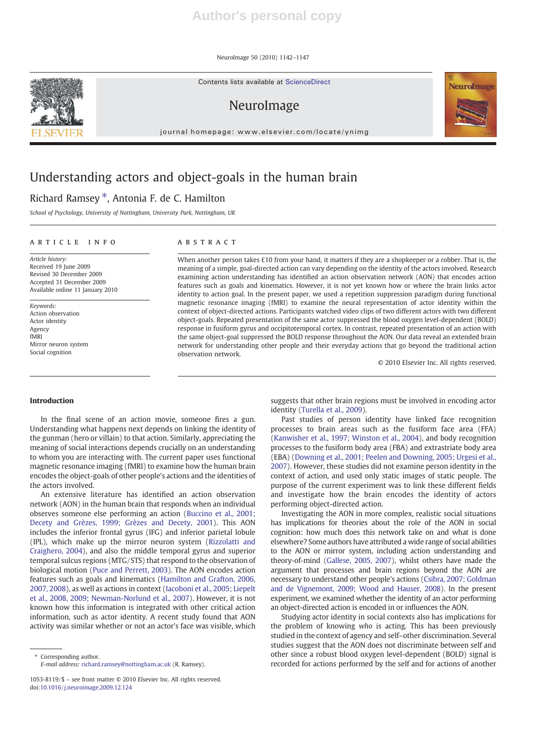# Understanding actors and object-goals in the human brain

Richard Ramsey *, Antonia F. de C. Hamilton

*School of Psychology, University of Nottingham, University Park, Nottingham, UK*

## ARTICLE INFO

*Article history:*
Received 19 June 2009
Revised 30 December 2009
Accepted 31 December 2009
Available online 11 January 2010

*Keywords:*
Action observation
Actor identity
Agency
fMRI
Mirror neuron system
Social cognition

## ABSTRACT

When another person takes £10 from your hand, it matters if they are a shopkeeper or a robber. That is, the meaning of a simple, goal-directed action can vary depending on the identity of the actors involved. Research examining action understanding has identified an action observation network (AON) that encodes action features such as goals and kinematics. However, it is not yet known how or where the brain links actor identity to action goal. In the present paper, we used a repetition suppression paradigm during functional magnetic resonance imaging (fMRI) to examine the neural representation of actor identity within the context of object-directed actions. Participants watched video clips of two different actors with two different object-goals. Repeated presentation of the same actor suppressed the blood oxygen level-dependent (BOLD) response in fusiform gyrus and occipitotemporal cortex. In contrast, repeated presentation of an action with the same object-goal suppressed the BOLD response throughout the AON. Our data reveal an extended brain network for understanding other people and their everyday actions that go beyond the traditional action observation network.

© 2010 Elsevier Inc. All rights reserved.

## Introduction

In the final scene of an action movie, someone fires a gun. Understanding what happens next depends on linking the identity of the gunman (hero or villain) to that action. Similarly, appreciating the meaning of social interactions depends crucially on an understanding to whom you are interacting with. The current paper uses functional magnetic resonance imaging (fMRI) to examine how the human brain encodes the object-goals of other people's actions and the identities of the actors involved.

An extensive literature has identified an action observation network (AON) in the human brain that responds when an individual observes someone else performing an action (Buccino et al., 2001; Decety and Grèzes, 1999; Grèzes and Decety, 2001). This AON includes the inferior frontal gyrus (IFG) and inferior parietal lobule (IPL), which make up the mirror neuron system (Rizzolatti and Craighero, 2004), and also the middle temporal gyrus and superior temporal sulcus regions (MTG/STS) that respond to the observation of biological motion (Puce and Perrett, 2003). The AON encodes action features such as goals and kinematics (Hamilton and Grafton, 2006, 2007, 2008), as well as actions in context (Iacoboni et al., 2005; Liepelt et al., 2008, 2009; Newman-Norlund et al., 2007). However, it is not known how this information is integrated with other critical action information, such as actor identity. A recent study found that AON activity was similar whether or not an actor's face was visible, which suggests that other brain regions must be involved in encoding actor identity (Turella et al., 2009).

Past studies of person identity have linked face recognition processes to brain areas such as the fusiform face area (FFA) (Kanwisher et al., 1997; Winston et al., 2004), and body recognition processes to the fusiform body area (FBA) and extrastriate body area (EBA) (Downing et al., 2001; Peelen and Downing, 2005; Urgesi et al., 2007). However, these studies did not examine person identity in the context of action, and used only static images of static people. The purpose of the current experiment was to link these different fields and investigate how the brain encodes the identity of actors performing object-directed action.

Investigating the AON in more complex, realistic social situations has implications for theories about the role of the AON in social cognition: how much does this network take on and what is done elsewhere? Some authors have attributed a wide range of social abilities to the AON or mirror system, including action understanding and theory-of-mind (Gallese, 2005, 2007), whilst others have made the argument that processes and brain regions beyond the AON are necessary to understand other people's actions (Csibra, 2007; Goldman and de Vignemont, 2009; Wood and Hauser, 2008). In the present experiment, we examined whether the identity of an actor performing an object-directed action is encoded in or influences the AON.

Studying actor identity in social contexts also has implications for the problem of knowing *who* is acting. This has been previously studied in the context of agency and self–other discrimination. Several studies suggest that the AON does not discriminate between self and other since a robust blood oxygen level-dependent (BOLD) signal is recorded for actions performed by the self and for actions of another

* Corresponding author.
*E-mail address:* richard.ramsey@nottingham.ac.uk (R. Ramsey).

1053-8119/$ – see front matter © 2010 Elsevier Inc. All rights reserved.
doi:10.1016/j.neuroimage.2009.12.124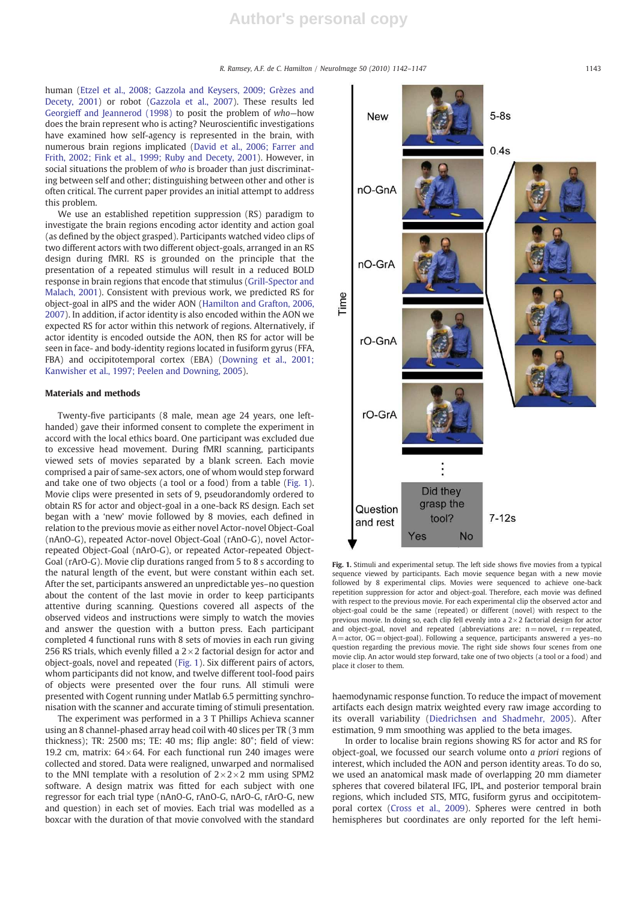human (Etzel et al., 2008; Gazzola and Keysers, 2009; Grèzes and Decety, 2001) or robot (Gazzola et al., 2007). These results led Georgieff and Jeannerod (1998) to posit the problem of *who*—how does the brain represent who is acting? Neuroscientific investigations have examined how self-agency is represented in the brain, with numerous brain regions implicated (David et al., 2006; Farrer and Frith, 2002; Fink et al., 1999; Ruby and Decety, 2001). However, in social situations the problem of *who* is broader than just discriminating between self and other; distinguishing between other and other is often critical. The current paper provides an initial attempt to address this problem.

We use an established repetition suppression (RS) paradigm to investigate the brain regions encoding actor identity and action goal (as defined by the object grasped). Participants watched video clips of two different actors with two different object-goals, arranged in an RS design during fMRI. RS is grounded on the principle that the presentation of a repeated stimulus will result in a reduced BOLD response in brain regions that encode that stimulus (Grill-Spector and Malach, 2001). Consistent with previous work, we predicted RS for object-goal in aIPS and the wider AON (Hamilton and Grafton, 2006, 2007). In addition, if actor identity is also encoded within the AON we expected RS for actor within this network of regions. Alternatively, if actor identity is encoded outside the AON, then RS for actor will be seen in face- and body-identity regions located in fusiform gyrus (FFA, FBA) and occipitotemporal cortex (EBA) (Downing et al., 2001; Kanwisher et al., 1997; Peelen and Downing, 2005).

## Materials and methods

Twenty-five participants (8 male, mean age 24 years, one left-handed) gave their informed consent to complete the experiment in accord with the local ethics board. One participant was excluded due to excessive head movement. During fMRI scanning, participants viewed sets of movies separated by a blank screen. Each movie comprised a pair of same-sex actors, one of whom would step forward and take one of two objects (a tool or a food) from a table (Fig. 1). Movie clips were presented in sets of 9, pseudorandomly ordered to obtain RS for actor and object-goal in a one-back RS design. Each set began with a 'new' movie followed by 8 movies, each defined in relation to the previous movie as either novel Actor-novel Object-Goal (nAnO-G), repeated Actor-novel Object-Goal (rAnO-G), novel Actor-repeated Object-Goal (nArO-G), or repeated Actor-repeated Object-Goal (rArO-G). Movie clip durations ranged from 5 to 8 s according to the natural length of the event, but were constant within each set. After the set, participants answered an unpredictable yes–no question about the content of the last movie in order to keep participants attentive during scanning. Questions covered all aspects of the observed videos and instructions were simply to watch the movies and answer the question with a button press. Each participant completed 4 functional runs with 8 sets of movies in each run giving 256 RS trials, which evenly filled a 2×2 factorial design for actor and object-goals, novel and repeated (Fig. 1). Six different pairs of actors, whom participants did not know, and twelve different tool-food pairs of objects were presented over the four runs. All stimuli were presented with Cogent running under Matlab 6.5 permitting synchronisation with the scanner and accurate timing of stimuli presentation.

The experiment was performed in a 3 T Phillips Achieva scanner using an 8 channel-phased array head coil with 40 slices per TR (3 mm thickness); TR: 2500 ms; TE: 40 ms; flip angle: 80°; field of view: 19.2 cm, matrix: 64×64. For each functional run 240 images were collected and stored. Data were realigned, unwarped and normalised to the MNI template with a resolution of 2×2×2 mm using SPM2 software. A design matrix was fitted for each subject with one regressor for each trial type (nAnO-G, rAnO-G, nArO-G, rArO-G, new and question) in each set of movies. Each trial was modelled as a boxcar with the duration of that movie convolved with the standard haemodynamic response function. To reduce the impact of movement artifacts each design matrix weighted every raw image according to its overall variability (Diedrichsen and Shadmehr, 2005). After estimation, 9 mm smoothing was applied to the beta images.

In order to localise brain regions showing RS for actor and RS for object-goal, we focussed our search volume onto *a priori* regions of interest, which included the AON and person identity areas. To do so, we used an anatomical mask made of overlapping 20 mm diameter spheres that covered bilateral IFG, IPL, and posterior temporal brain regions, which included STS, MTG, fusiform gyrus and occipitotemporal cortex (Cross et al., 2009). Spheres were centred in both hemispheres but coordinates are only reported for the left hemi-

**Fig. 1.** Stimuli and experimental setup. The left side shows five movies from a typical sequence viewed by participants. Each movie sequence began with a new movie followed by 8 experimental clips. Movies were sequenced to achieve one-back repetition suppression for actor and object-goal. Therefore, each movie was defined with respect to the previous movie. For each experimental clip the observed actor and object-goal could be the same (repeated) or different (novel) with respect to the previous movie. In doing so, each clip fell evenly into a 2×2 factorial design for actor and object-goal, novel and repeated (abbreviations are: n = novel, r = repeated, A = actor, OG = object-goal). Following a sequence, participants answered a yes–no question regarding the previous movie. The right side shows four scenes from one movie clip. An actor would step forward, take one of two objects (a tool or a food) and place it closer to them.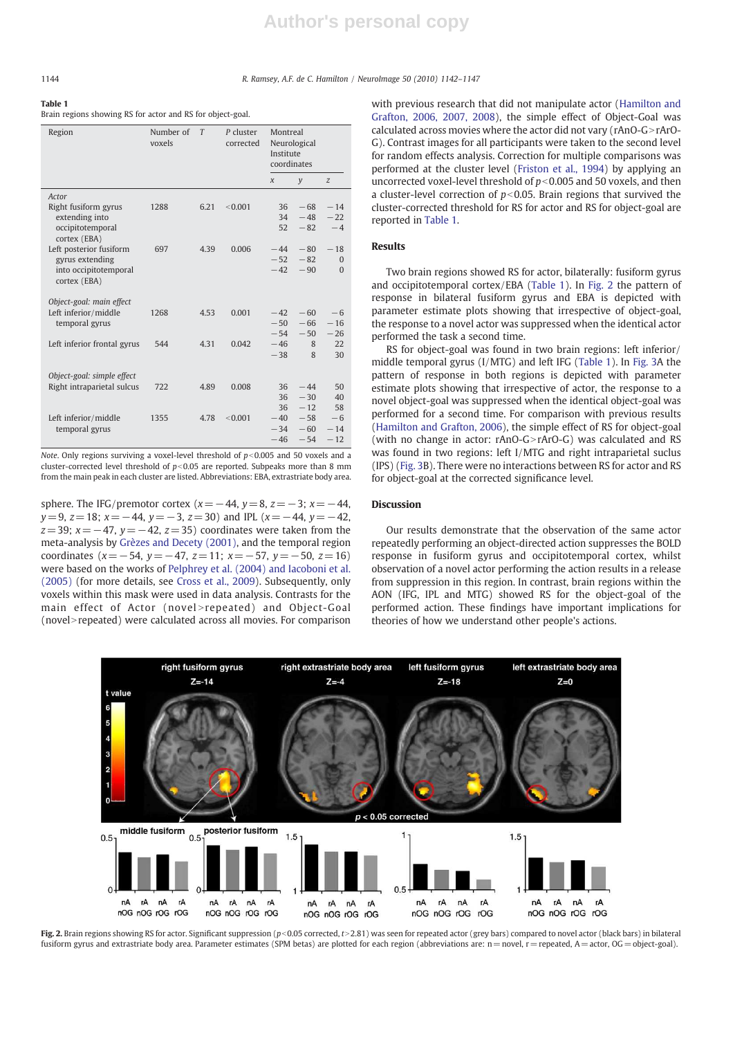**Table 1**
Brain regions showing RS for actor and RS for object-goal.

| Region | Number of voxels | T | P cluster corrected | Montreal Neurological Institute coordinates | | |
|---|---|---|---|---|---|---|
| | | | | x | y | z |
| *Actor* | | | | | | |
| Right fusiform gyrus extending into occipitotemporal cortex (EBA) | 1288 | 6.21 | <0.001 | 36 | −68 | −14 |
| | | | | 34 | −48 | −22 |
| | | | | 52 | −82 | −4 |
| Left posterior fusiform gyrus extending into occipitotemporal cortex (EBA) | 697 | 4.39 | 0.006 | −44 | −80 | −18 |
| | | | | −52 | −82 | 0 |
| | | | | −42 | −90 | 0 |
| *Object-goal: main effect* | | | | | | |
| Left inferior/middle temporal gyrus | 1268 | 4.53 | 0.001 | −42 | −60 | −6 |
| | | | | −50 | −66 | −16 |
| | | | | −54 | −50 | −26 |
| Left inferior frontal gyrus | 544 | 4.31 | 0.042 | −46 | 8 | 22 |
| | | | | −38 | 8 | 30 |
| *Object-goal: simple effect* | | | | | | |
| Right intraparietal sulcus | 722 | 4.89 | 0.008 | 36 | −44 | 50 |
| | | | | 36 | −30 | 40 |
| | | | | 36 | −12 | 58 |
| Left inferior/middle temporal gyrus | 1355 | 4.78 | <0.001 | −40 | −58 | −6 |
| | | | | −34 | −60 | −14 |
| | | | | −46 | −54 | −12 |

*Note.* Only regions surviving a voxel-level threshold of $p<0.005$ and 50 voxels and a cluster-corrected level threshold of $p<0.05$ are reported. Subpeaks more than 8 mm from the main peak in each cluster are listed. Abbreviations: EBA, extrastriate body area.

sphere. The IFG/premotor cortex ($x=-44$, $y=8$, $z=-3$; $x=-44$, $y=9$, $z=18$; $x=-44$, $y=-3$, $z=30$) and IPL ($x=-44$, $y=-42$, $z=39$; $x=-47$, $y=-42$, $z=35$) coordinates were taken from the meta-analysis by Grèzes and Decety (2001), and the temporal region coordinates ($x=-54$, $y=-47$, $z=11$; $x=-57$, $y=-50$, $z=16$) were based on the works of Pelphrey et al. (2004) and Iacoboni et al. (2005) (for more details, see Cross et al., 2009). Subsequently, only voxels within this mask were used in data analysis. Contrasts for the main effect of Actor (novel>repeated) and Object-Goal (novel>repeated) were calculated across all movies. For comparison with previous research that did not manipulate actor (Hamilton and Grafton, 2006, 2007, 2008), the simple effect of Object-Goal was calculated across movies where the actor did not vary (rAnO-G>rArO-G). Contrast images for all participants were taken to the second level for random effects analysis. Correction for multiple comparisons was performed at the cluster level (Friston et al., 1994) by applying an uncorrected voxel-level threshold of $p<0.005$ and 50 voxels, and then a cluster-level correction of $p<0.05$. Brain regions that survived the cluster-corrected threshold for RS for actor and RS for object-goal are reported in Table 1.

## Results

Two brain regions showed RS for actor, bilaterally: fusiform gyrus and occipitotemporal cortex/EBA (Table 1). In Fig. 2 the pattern of response in bilateral fusiform gyrus and EBA is depicted with parameter estimate plots showing that irrespective of object-goal, the response to a novel actor was suppressed when the identical actor performed the task a second time.

RS for object-goal was found in two brain regions: left inferior/middle temporal gyrus (I/MTG) and left IFG (Table 1). In Fig. 3A the pattern of response in both regions is depicted with parameter estimate plots showing that irrespective of actor, the response to a novel object-goal was suppressed when the identical object-goal was performed for a second time. For comparison with previous results (Hamilton and Grafton, 2006), the simple effect of RS for object-goal (with no change in actor: rAnO-G>rArO-G) was calculated and RS was found in two regions: left I/MTG and right intraparietal suclus (IPS) (Fig. 3B). There were no interactions between RS for actor and RS for object-goal at the corrected significance level.

## Discussion

Our results demonstrate that the observation of the same actor repeatedly performing an object-directed action suppresses the BOLD response in fusiform gyrus and occipitotemporal cortex, whilst observation of a novel actor performing the action results in a release from suppression in this region. In contrast, brain regions within the AON (IFG, IPL and MTG) showed RS for the object-goal of the performed action. These findings have important implications for theories of how we understand other people's actions.

**Fig. 2.** Brain regions showing RS for actor. Significant suppression ($p<0.05$ corrected, $t>2.81$) was seen for repeated actor (grey bars) compared to novel actor (black bars) in bilateral fusiform gyrus and extrastriate body area. Parameter estimates (SPM betas) are plotted for each region (abbreviations are: n = novel, r = repeated, A = actor, OG = object-goal).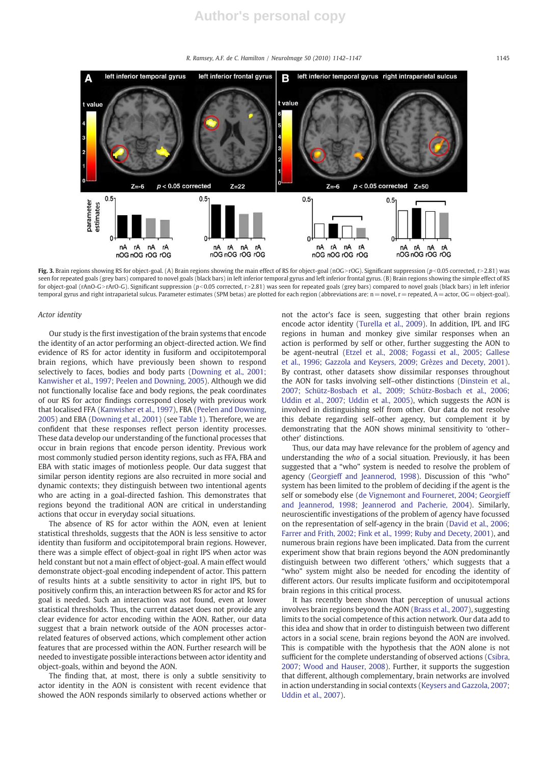**Fig. 3.** Brain regions showing RS for object-goal. (A) Brain regions showing the main effect of RS for object-goal (nOG > rOG). Significant suppression ($p$ < 0.05 corrected, $t$ > 2.81) was seen for repeated goals (grey bars) compared to novel goals (black bars) in left inferior temporal gyrus and left inferior frontal gyrus. (B) Brain regions showing the simple effect of RS for object-goal (rAnO-G > rArO-G). Significant suppression ($p$ < 0.05 corrected, $t$ > 2.81) was seen for repeated goals (grey bars) compared to novel goals (black bars) in left inferior temporal gyrus and right intraparietal sulcus. Parameter estimates (SPM betas) are plotted for each region (abbreviations are: n = novel, r = repeated, A = actor, OG = object-goal).

### Actor identity

Our study is the first investigation of the brain systems that encode the identity of an actor performing an object-directed action. We find evidence of RS for actor identity in fusiform and occipitotemporal brain regions, which have previously been shown to respond selectively to faces, bodies and body parts (Downing et al., 2001; Kanwisher et al., 1997; Peelen and Downing, 2005). Although we did not functionally localise face and body regions, the peak coordinates of our RS for actor findings correspond closely with previous work that localised FFA (Kanwisher et al., 1997), FBA (Peelen and Downing, 2005) and EBA (Downing et al., 2001) (see Table 1). Therefore, we are confident that these responses reflect person identity processes. These data develop our understanding of the functional processes that occur in brain regions that encode person identity. Previous work most commonly studied person identity regions, such as FFA, FBA and EBA with static images of motionless people. Our data suggest that similar person identity regions are also recruited in more social and dynamic contexts; they distinguish between two intentional agents who are acting in a goal-directed fashion. This demonstrates that regions beyond the traditional AON are critical in understanding actions that occur in everyday social situations.

The absence of RS for actor within the AON, even at lenient statistical thresholds, suggests that the AON is less sensitive to actor identity than fusiform and occipitotemporal brain regions. However, there was a simple effect of object-goal in right IPS when actor was held constant but not a main effect of object-goal. A main effect would demonstrate object-goal encoding independent of actor. This pattern of results hints at a subtle sensitivity to actor in right IPS, but to positively confirm this, an interaction between RS for actor and RS for goal is needed. Such an interaction was not found, even at lower statistical thresholds. Thus, the current dataset does not provide any clear evidence for actor encoding within the AON. Rather, our data suggest that a brain network outside of the AON processes actor-related features of observed actions, which complement other action features that are processed within the AON. Further research will be needed to investigate possible interactions between actor identity and object-goals, within and beyond the AON.

The finding that, at most, there is only a subtle sensitivity to actor identity in the AON is consistent with recent evidence that showed the AON responds similarly to observed actions whether or not the actor's face is seen, suggesting that other brain regions encode actor identity (Turella et al., 2009). In addition, IPL and IFG regions in human and monkey give similar responses when an action is performed by self or other, further suggesting the AON to be agent-neutral (Etzel et al., 2008; Fogassi et al., 2005; Gallese et al., 1996; Gazzola and Keysers, 2009; Grèzes and Decety, 2001). By contrast, other datasets show dissimilar responses throughout the AON for tasks involving self–other distinctions (Dinstein et al., 2007; Schütz-Bosbach et al., 2009; Schütz-Bosbach et al., 2006; Uddin et al., 2007; Uddin et al., 2005), which suggests the AON is involved in distinguishing self from other. Our data do not resolve this debate regarding self–other agency, but complement it by demonstrating that the AON shows minimal sensitivity to 'other–other' distinctions.

Thus, our data may have relevance for the problem of agency and understanding the *who* of a social situation. Previously, it has been suggested that a "who" system is needed to resolve the problem of agency (Georgieff and Jeannerod, 1998). Discussion of this "who" system has been limited to the problem of deciding if the agent is the self or somebody else (de Vignemont and Fourneret, 2004; Georgieff and Jeannerod, 1998; Jeannerod and Pacherie, 2004). Similarly, neuroscientific investigations of the problem of agency have focussed on the representation of self-agency in the brain (David et al., 2006; Farrer and Frith, 2002; Fink et al., 1999; Ruby and Decety, 2001), and numerous brain regions have been implicated. Data from the current experiment show that brain regions beyond the AON predominantly distinguish between two different 'others,' which suggests that a "who" system might also be needed for encoding the identity of different actors. Our results implicate fusiform and occipitotemporal brain regions in this critical process.

It has recently been shown that perception of unusual actions involves brain regions beyond the AON (Brass et al., 2007), suggesting limits to the social competence of this action network. Our data add to this idea and show that in order to distinguish between two different actors in a social scene, brain regions beyond the AON are involved. This is compatible with the hypothesis that the AON alone is not sufficient for the complete understanding of observed actions (Csibra, 2007; Wood and Hauser, 2008). Further, it supports the suggestion that different, although complementary, brain networks are involved in action understanding in social contexts (Keysers and Gazzola, 2007; Uddin et al., 2007).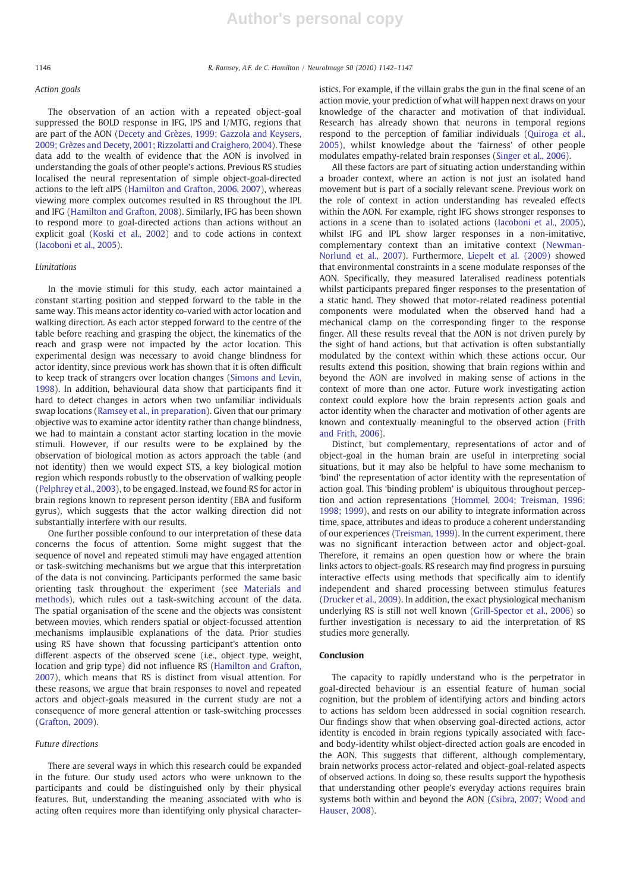### Action goals

The observation of an action with a repeated object-goal suppressed the BOLD response in IFG, IPS and l/MTG, regions that are part of the AON (Decety and Grèzes, 1999; Gazzola and Keysers, 2009; Grèzes and Decety, 2001; Rizzolatti and Craighero, 2004). These data add to the wealth of evidence that the AON is involved in understanding the goals of other people's actions. Previous RS studies localised the neural representation of simple object-goal-directed actions to the left aIPS (Hamilton and Grafton, 2006, 2007), whereas viewing more complex outcomes resulted in RS throughout the IPL and IFG (Hamilton and Grafton, 2008). Similarly, IFG has been shown to respond more to goal-directed actions than actions without an explicit goal (Koski et al., 2002) and to code actions in context (Iacoboni et al., 2005).

### Limitations

In the movie stimuli for this study, each actor maintained a constant starting position and stepped forward to the table in the same way. This means actor identity co-varied with actor location and walking direction. As each actor stepped forward to the centre of the table before reaching and grasping the object, the kinematics of the reach and grasp were not impacted by the actor location. This experimental design was necessary to avoid change blindness for actor identity, since previous work has shown that it is often difficult to keep track of strangers over location changes (Simons and Levin, 1998). In addition, behavioural data show that participants find it hard to detect changes in actors when two unfamiliar individuals swap locations (Ramsey et al., in preparation). Given that our primary objective was to examine actor identity rather than change blindness, we had to maintain a constant actor starting location in the movie stimuli. However, if our results were to be explained by the observation of biological motion as actors approach the table (and not identity) then we would expect STS, a key biological motion region which responds robustly to the observation of walking people (Pelphrey et al., 2003), to be engaged. Instead, we found RS for actor in brain regions known to represent person identity (EBA and fusiform gyrus), which suggests that the actor walking direction did not substantially interfere with our results.

One further possible confound to our interpretation of these data concerns the focus of attention. Some might suggest that the sequence of novel and repeated stimuli may have engaged attention or task-switching mechanisms but we argue that this interpretation of the data is not convincing. Participants performed the same basic orienting task throughout the experiment (see Materials and methods), which rules out a task-switching account of the data. The spatial organisation of the scene and the objects was consistent between movies, which renders spatial or object-focussed attention mechanisms implausible explanations of the data. Prior studies using RS have shown that focussing participant's attention onto different aspects of the observed scene (i.e., object type, weight, location and grip type) did not influence RS (Hamilton and Grafton, 2007), which means that RS is distinct from visual attention. For these reasons, we argue that brain responses to novel and repeated actors and object-goals measured in the current study are not a consequence of more general attention or task-switching processes (Grafton, 2009).

### Future directions

There are several ways in which this research could be expanded in the future. Our study used actors who were unknown to the participants and could be distinguished only by their physical features. But, understanding the meaning associated with who is acting often requires more than identifying only physical characteristics. For example, if the villain grabs the gun in the final scene of an action movie, your prediction of what will happen next draws on your knowledge of the character and motivation of that individual. Research has already shown that neurons in temporal regions respond to the perception of familiar individuals (Quiroga et al., 2005), whilst knowledge about the 'fairness' of other people modulates empathy-related brain responses (Singer et al., 2006).

All these factors are part of situating action understanding within a broader context, where an action is not just an isolated hand movement but is part of a socially relevant scene. Previous work on the role of context in action understanding has revealed effects within the AON. For example, right IFG shows stronger responses to actions in a scene than to isolated actions (Iacoboni et al., 2005), whilst IFG and IPL show larger responses in a non-imitative, complementary context than an imitative context (Newman-Norlund et al., 2007). Furthermore, Liepelt et al. (2009) showed that environmental constraints in a scene modulate responses of the AON. Specifically, they measured lateralised readiness potentials whilst participants prepared finger responses to the presentation of a static hand. They showed that motor-related readiness potential components were modulated when the observed hand had a mechanical clamp on the corresponding finger to the response finger. All these results reveal that the AON is not driven purely by the sight of hand actions, but that activation is often substantially modulated by the context within which these actions occur. Our results extend this position, showing that brain regions within and beyond the AON are involved in making sense of actions in the context of more than one actor. Future work investigating action context could explore how the brain represents action goals and actor identity when the character and motivation of other agents are known and contextually meaningful to the observed action (Frith and Frith, 2006).

Distinct, but complementary, representations of actor and of object-goal in the human brain are useful in interpreting social situations, but it may also be helpful to have some mechanism to 'bind' the representation of actor identity with the representation of action goal. This 'binding problem' is ubiquitous throughout perception and action representations (Hommel, 2004; Treisman, 1996; 1998; 1999), and rests on our ability to integrate information across time, space, attributes and ideas to produce a coherent understanding of our experiences (Treisman, 1999). In the current experiment, there was no significant interaction between actor and object-goal. Therefore, it remains an open question how or where the brain links actors to object-goals. RS research may find progress in pursuing interactive effects using methods that specifically aim to identify independent and shared processing between stimulus features (Drucker et al., 2009). In addition, the exact physiological mechanism underlying RS is still not well known (Grill-Spector et al., 2006) so further investigation is necessary to aid the interpretation of RS studies more generally.

## Conclusion

The capacity to rapidly understand who is the perpetrator in goal-directed behaviour is an essential feature of human social cognition, but the problem of identifying actors and binding actors to actions has seldom been addressed in social cognition research. Our findings show that when observing goal-directed actions, actor identity is encoded in brain regions typically associated with face- and body-identity whilst object-directed action goals are encoded in the AON. This suggests that different, although complementary, brain networks process actor-related and object-goal-related aspects of observed actions. In doing so, these results support the hypothesis that understanding other people's everyday actions requires brain systems both within and beyond the AON (Csibra, 2007; Wood and Hauser, 2008).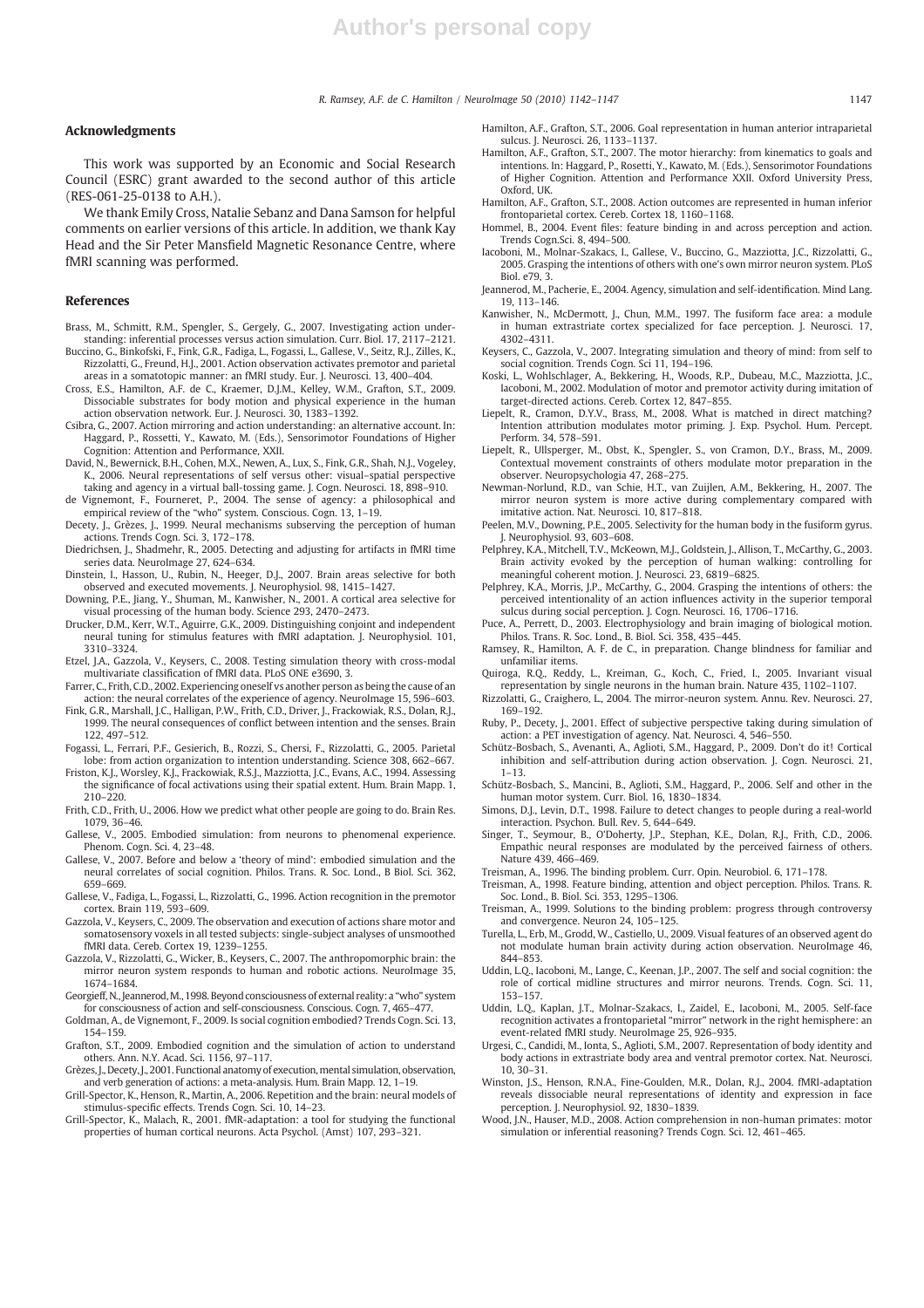## Acknowledgments

This work was supported by an Economic and Social Research Council (ESRC) grant awarded to the second author of this article (RES-061-25-0138 to A.H.).

We thank Emily Cross, Natalie Sebanz and Dana Samson for helpful comments on earlier versions of this article. In addition, we thank Kay Head and the Sir Peter Mansfield Magnetic Resonance Centre, where fMRI scanning was performed.

## References

Brass, M., Schmitt, R.M., Spengler, S., Gergely, G., 2007. Investigating action understanding: inferential processes versus action simulation. Curr. Biol. 17, 2117–2121.

Buccino, G., Binkofski, F., Fink, G.R., Fadiga, L., Fogassi, L., Gallese, V., Seitz, R.J., Zilles, K., Rizzolatti, G., Freund, H.J., 2001. Action observation activates premotor and parietal areas in a somatotopic manner: an fMRI study. Eur. J. Neurosci. 13, 400–404.

Cross, E.S., Hamilton, A.F. de C., Kraemer, D.J.M., Kelley, W.M., Grafton, S.T., 2009. Dissociable substrates for body motion and physical experience in the human action observation network. Eur. J. Neurosci. 30, 1383–1392.

Csibra, G., 2007. Action mirroring and action understanding: an alternative account. In: Haggard, P., Rossetti, Y., Kawato, M. (Eds.), Sensorimotor Foundations of Higher Cognition: Attention and Performance, XXII.

David, N., Bewernick, B.H., Cohen, M.X., Newen, A., Lux, S., Fink, G.R., Shah, N.J., Vogeley, K., 2006. Neural representations of self versus other: visual–spatial perspective taking and agency in a virtual ball-tossing game. J. Cogn. Neurosci. 18, 898–910.

de Vignemont, F., Fourneret, P., 2004. The sense of agency: a philosophical and empirical review of the "who" system. Conscious. Cogn. 13, 1–19.

Decety, J., Grèzes, J., 1999. Neural mechanisms subserving the perception of human actions. Trends Cogn. Sci. 3, 172–178.

Diedrichsen, J., Shadmehr, R., 2005. Detecting and adjusting for artifacts in fMRI time series data. NeuroImage 27, 624–634.

Dinstein, I., Hasson, U., Rubin, N., Heeger, D.J., 2007. Brain areas selective for both observed and executed movements. J. Neurophysiol. 98, 1415–1427.

Downing, P.E., Jiang, Y., Shuman, M., Kanwisher, N., 2001. A cortical area selective for visual processing of the human body. Science 293, 2470–2473.

Drucker, D.M., Kerr, W.T., Aguirre, G.K., 2009. Distinguishing conjoint and independent neural tuning for stimulus features with fMRI adaptation. J. Neurophysiol. 101, 3310–3324.

Etzel, J.A., Gazzola, V., Keysers, C., 2008. Testing simulation theory with cross-modal multivariate classification of fMRI data. PLoS ONE e3690, 3.

Farrer, C., Frith, C.D., 2002. Experiencing oneself vs another person as being the cause of an action: the neural correlates of the experience of agency. NeuroImage 15, 596–603.

Fink, G.R., Marshall, J.C., Halligan, P.W., Frith, C.D., Driver, J., Frackowiak, R.S., Dolan, R.J., 1999. The neural consequences of conflict between intention and the senses. Brain 122, 497–512.

Fogassi, L., Ferrari, P.F., Gesierich, B., Rozzi, S., Chersi, F., Rizzolatti, G., 2005. Parietal lobe: from action organization to intention understanding. Science 308, 662–667.

Friston, K.J., Worsley, K.J., Frackowiak, R.S.J., Mazziotta, J.C., Evans, A.C., 1994. Assessing the significance of focal activations using their spatial extent. Hum. Brain Mapp. 1, 210–220.

Frith, C.D., Frith, U., 2006. How we predict what other people are going to do. Brain Res. 1079, 36–46.

Gallese, V., 2005. Embodied simulation: from neurons to phenomenal experience. Phenom. Cogn. Sci. 4, 23–48.

Gallese, V., 2007. Before and below a 'theory of mind': embodied simulation and the neural correlates of social cognition. Philos. Trans. R. Soc. Lond., B Biol. Sci. 362, 659–669.

Gallese, V., Fadiga, L., Fogassi, L., Rizzolatti, G., 1996. Action recognition in the premotor cortex. Brain 119, 593–609.

Gazzola, V., Keysers, C., 2009. The observation and execution of actions share motor and somatosensory voxels in all tested subjects: single-subject analyses of unsmoothed fMRI data. Cereb. Cortex 19, 1239–1255.

Gazzola, V., Rizzolatti, G., Wicker, B., Keysers, C., 2007. The anthropomorphic brain: the mirror neuron system responds to human and robotic actions. NeuroImage 35, 1674–1684.

Georgieff, N., Jeannerod, M., 1998. Beyond consciousness of external reality: a "who" system for consciousness of action and self-consciousness. Conscious. Cogn. 7, 465–477.

Goldman, A., de Vignemont, F., 2009. Is social cognition embodied? Trends Cogn. Sci. 13, 154–159.

Grafton, S.T., 2009. Embodied cognition and the simulation of action to understand others. Ann. N.Y. Acad. Sci. 1156, 97–117.

Grèzes, J., Decety, J., 2001. Functional anatomy of execution, mental simulation, observation, and verb generation of actions: a meta-analysis. Hum. Brain Mapp. 12, 1–19.

Grill-Spector, K., Henson, R., Martin, A., 2006. Repetition and the brain: neural models of stimulus-specific effects. Trends Cogn. Sci. 10, 14–23.

Grill-Spector, K., Malach, R., 2001. fMR-adaptation: a tool for studying the functional properties of human cortical neurons. Acta Psychol. (Amst) 107, 293–321.

Hamilton, A.F., Grafton, S.T., 2006. Goal representation in human anterior intraparietal sulcus. J. Neurosci. 26, 1133–1137.

Hamilton, A.F., Grafton, S.T., 2007. The motor hierarchy: from kinematics to goals and intentions. In: Haggard, P., Rosetti, Y., Kawato, M. (Eds.), Sensorimotor Foundations of Higher Cognition. Attention and Performance XXII. Oxford University Press, Oxford, UK.

Hamilton, A.F., Grafton, S.T., 2008. Action outcomes are represented in human inferior frontoparietal cortex. Cereb. Cortex 18, 1160–1168.

Hommel, B., 2004. Event files: feature binding in and across perception and action. Trends Cogn.Sci. 8, 494–500.

Iacoboni, M., Molnar-Szakacs, I., Gallese, V., Buccino, G., Mazziotta, J.C., Rizzolatti, G., 2005. Grasping the intentions of others with one's own mirror neuron system. PLoS Biol. e79, 3.

Jeannerod, M., Pacherie, E., 2004. Agency, simulation and self-identification. Mind Lang. 19, 113–146.

Kanwisher, N., McDermott, J., Chun, M.M., 1997. The fusiform face area: a module in human extrastriate cortex specialized for face perception. J. Neurosci. 17, 4302–4311.

Keysers, C., Gazzola, V., 2007. Integrating simulation and theory of mind: from self to social cognition. Trends Cogn. Sci 11, 194–196.

Koski, L., Wohlschlager, A., Bekkering, H., Woods, R.P., Dubeau, M.C., Mazziotta, J.C., Iacoboni, M., 2002. Modulation of motor and premotor activity during imitation of target-directed actions. Cereb. Cortex 12, 847–855.

Liepelt, R., Cramon, D.Y.V., Brass, M., 2008. What is matched in direct matching? Intention attribution modulates motor priming. J. Exp. Psychol. Hum. Percept. Perform. 34, 578–591.

Liepelt, R., Ullsperger, M., Obst, K., Spengler, S., von Cramon, D.Y., Brass, M., 2009. Contextual movement constraints of others modulate motor preparation in the observer. Neuropsychologia 47, 268–275.

Newman-Norlund, R.D., van Schie, H.T., van Zuijlen, A.M., Bekkering, H., 2007. The mirror neuron system is more active during complementary compared with imitative action. Nat. Neurosci. 10, 817–818.

Peelen, M.V., Downing, P.E., 2005. Selectivity for the human body in the fusiform gyrus. J. Neurophysiol. 93, 603–608.

Pelphrey, K.A., Mitchell, T.V., McKeown, M.J., Goldstein, J., Allison, T., McCarthy, G., 2003. Brain activity evoked by the perception of human walking: controlling for meaningful coherent motion. J. Neurosci. 23, 6819–6825.

Pelphrey, K.A., Morris, J.P., McCarthy, G., 2004. Grasping the intentions of others: the perceived intentionality of an action influences activity in the superior temporal sulcus during social perception. J. Cogn. Neurosci. 16, 1706–1716.

Puce, A., Perrett, D., 2003. Electrophysiology and brain imaging of biological motion. Philos. Trans. R. Soc. Lond., B. Biol. Sci. 358, 435–445.

Ramsey, R., Hamilton, A. F. de C., in preparation. Change blindness for familiar and unfamiliar items.

Quiroga, R.Q., Reddy, L., Kreiman, G., Koch, C., Fried, I., 2005. Invariant visual representation by single neurons in the human brain. Nature 435, 1102–1107.

Rizzolatti, G., Craighero, L., 2004. The mirror-neuron system. Annu. Rev. Neurosci. 27, 169–192.

Ruby, P., Decety, J., 2001. Effect of subjective perspective taking during simulation of action: a PET investigation of agency. Nat. Neurosci. 4, 546–550.

Schütz-Bosbach, S., Avenanti, A., Aglioti, S.M., Haggard, P., 2009. Don't do it! Cortical inhibition and self-attribution during action observation. J. Cogn. Neurosci. 21, 1–13.

Schütz-Bosbach, S., Mancini, B., Aglioti, S.M., Haggard, P., 2006. Self and other in the human motor system. Curr. Biol. 16, 1830–1834.

Simons, D.J., Levin, D.T., 1998. Failure to detect changes to people during a real-world interaction. Psychon. Bull. Rev. 5, 644–649.

Singer, T., Seymour, B., O'Doherty, J.P., Stephan, K.E., Dolan, R.J., Frith, C.D., 2006. Empathic neural responses are modulated by the perceived fairness of others. Nature 439, 466–469.

Treisman, A., 1996. The binding problem. Curr. Opin. Neurobiol. 6, 171–178.

Treisman, A., 1998. Feature binding, attention and object perception. Philos. Trans. R. Soc. Lond., B. Biol. Sci. 353, 1295–1306.

Treisman, A., 1999. Solutions to the binding problem: progress through controversy and convergence. Neuron 24, 105–125.

Turella, L., Erb, M., Grodd, W., Castiello, U., 2009. Visual features of an observed agent do not modulate human brain activity during action observation. NeuroImage 46, 844–853.

Uddin, L.Q., Iacoboni, M., Lange, C., Keenan, J.P., 2007. The self and social cognition: the role of cortical midline structures and mirror neurons. Trends. Cogn. Sci. 11, 153–157.

Uddin, L.Q., Kaplan, J.T., Molnar-Szakacs, I., Zaidel, E., Iacoboni, M., 2005. Self-face recognition activates a frontoparietal "mirror" network in the right hemisphere: an event-related fMRI study. NeuroImage 25, 926–935.

Urgesi, C., Candidi, M., Ionta, S., Aglioti, S.M., 2007. Representation of body identity and body actions in extrastriate body area and ventral premotor cortex. Nat. Neurosci. 10, 30–31.

Winston, J.S., Henson, R.N.A., Fine-Goulden, M.R., Dolan, R.J., 2004. fMRI-adaptation reveals dissociable neural representations of identity and expression in face perception. J. Neurophysiol. 92, 1830–1839.

Wood, J.N., Hauser, M.D., 2008. Action comprehension in non-human primates: motor simulation or inferential reasoning? Trends Cogn. Sci. 12, 461–465.